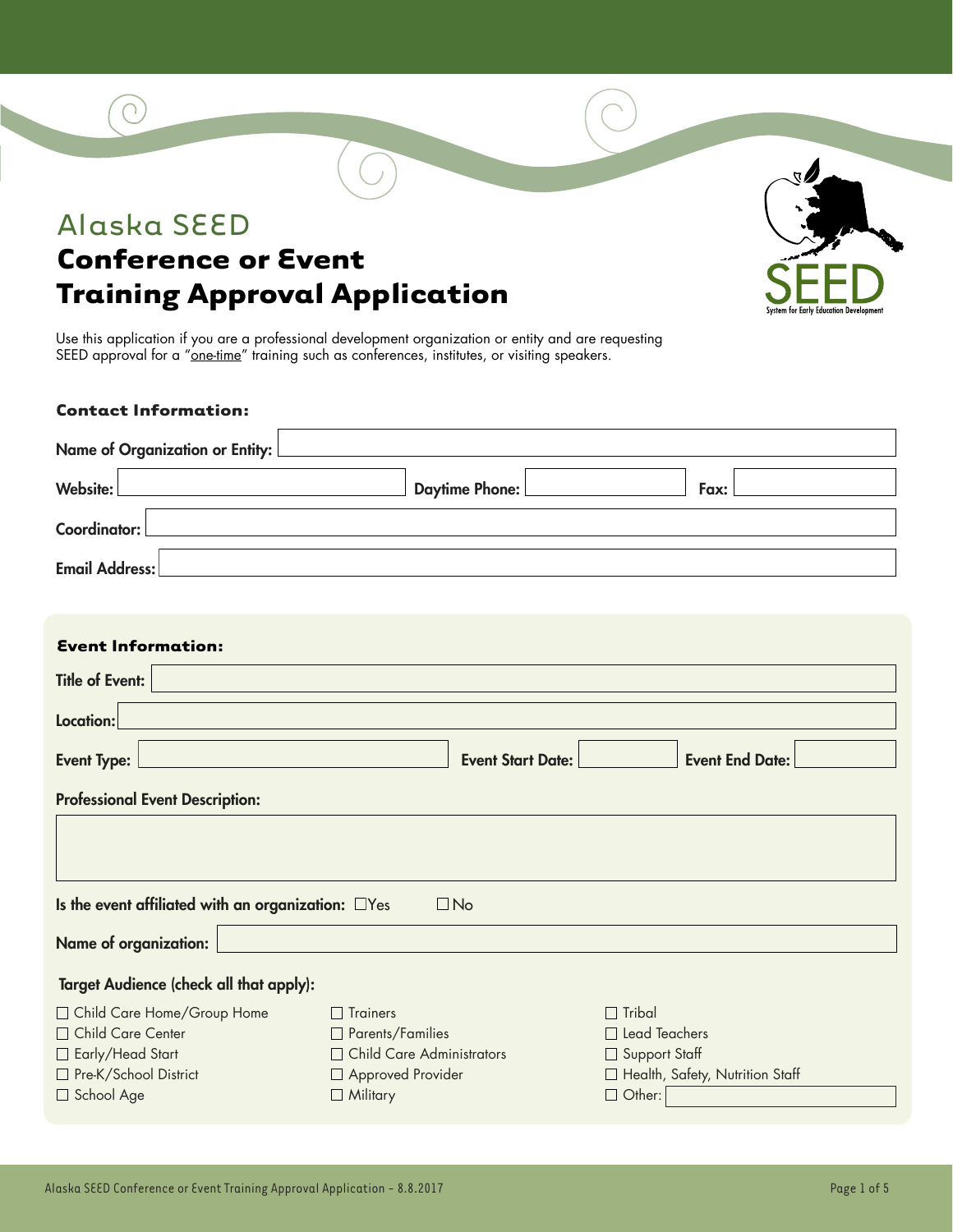# Alaska SEED

## Conference or Event Training Approval Application

Use this application if you are a professional development organization or entity and are requesting SEED approval for a "one-time" training such as conferences, institutes, or visiting speakers.

### Contact Information:

**Name of Organization or Entity:**

**Website:** **Daytime Phone:** **Fax:**

**Coordinator:**

**Email Address:**

### Event Information:

**Title of Event:**

**Location:**

**Event Type:** **Event Start Date:** **Event End Date:**

**Professional Event Description:**

**Is the event affiliated with an organization:** ☐Yes ☐No

**Name of organization:**

**Target Audience (check all that apply):**

- ☐ Child Care Home/Group Home
- ☐ Child Care Center
- ☐ Early/Head Start
- ☐ Pre-K/School District
- ☐ School Age
- ☐ Trainers
- ☐ Parents/Families
- ☐ Child Care Administrators
- ☐ Approved Provider
- ☐ Military
- ☐ Tribal
- ☐ Lead Teachers
- ☐ Support Staff
- ☐ Health, Safety, Nutrition Staff
- ☐ Other: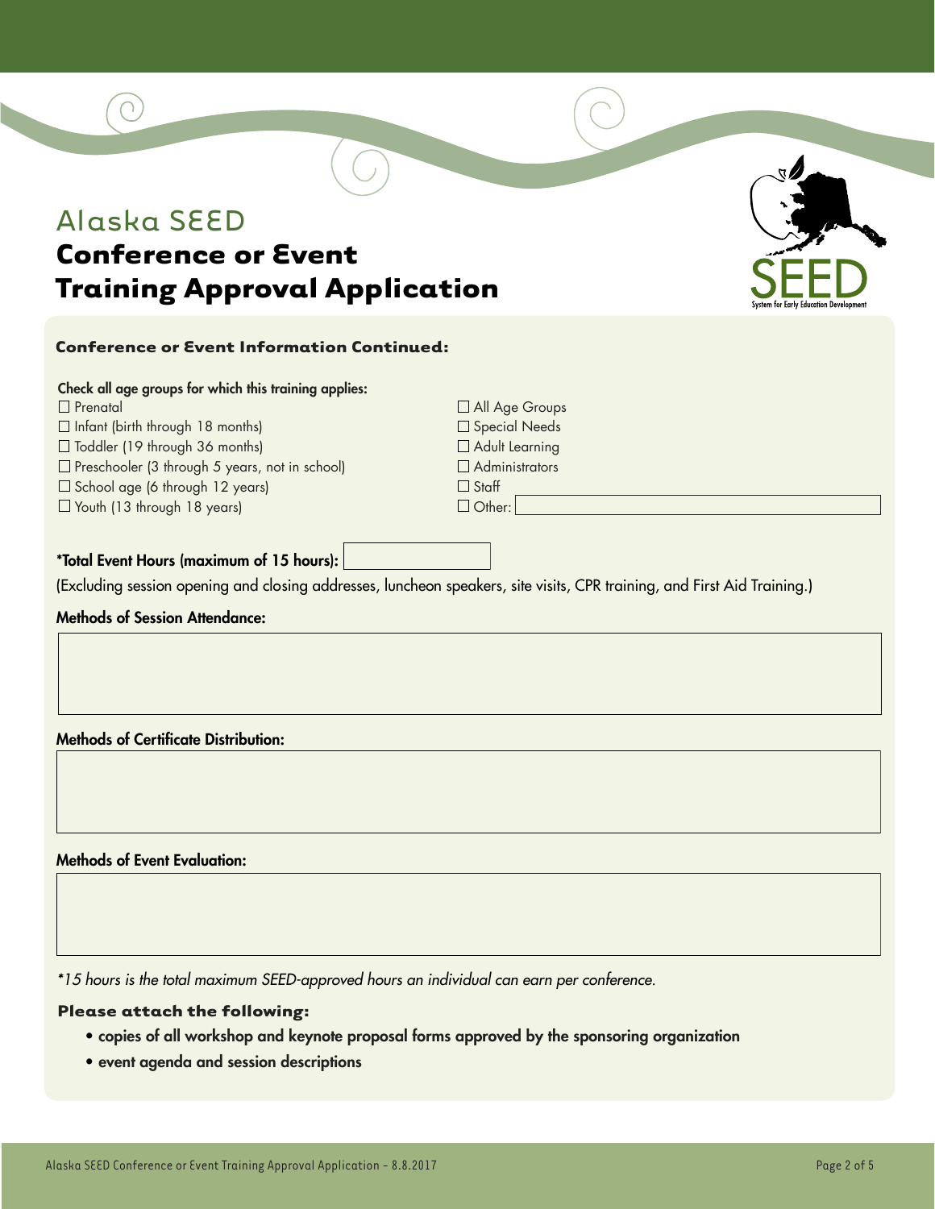# Alaska SEED

## Conference or Event Training Approval Application

### Conference or Event Information Continued:

**Check all age groups for which this training applies:**

- ☐ Prenatal
- ☐ Infant (birth through 18 months)
- ☐ Toddler (19 through 36 months)
- ☐ Preschooler (3 through 5 years, not in school)
- ☐ School age (6 through 12 years)
- ☐ Youth (13 through 18 years)
- ☐ All Age Groups
- ☐ Special Needs
- ☐ Adult Learning
- ☐ Administrators
- ☐ Staff
- ☐ Other: ______________________

**\*Total Event Hours (maximum of 15 hours):** ______________

(Excluding session opening and closing addresses, luncheon speakers, site visits, CPR training, and First Aid Training.)

**Methods of Session Attendance:**

**Methods of Certificate Distribution:**

**Methods of Event Evaluation:**

*\*15 hours is the total maximum SEED-approved hours an individual can earn per conference.*

### Please attach the following:

- **copies of all workshop and keynote proposal forms approved by the sponsoring organization**
- **event agenda and session descriptions**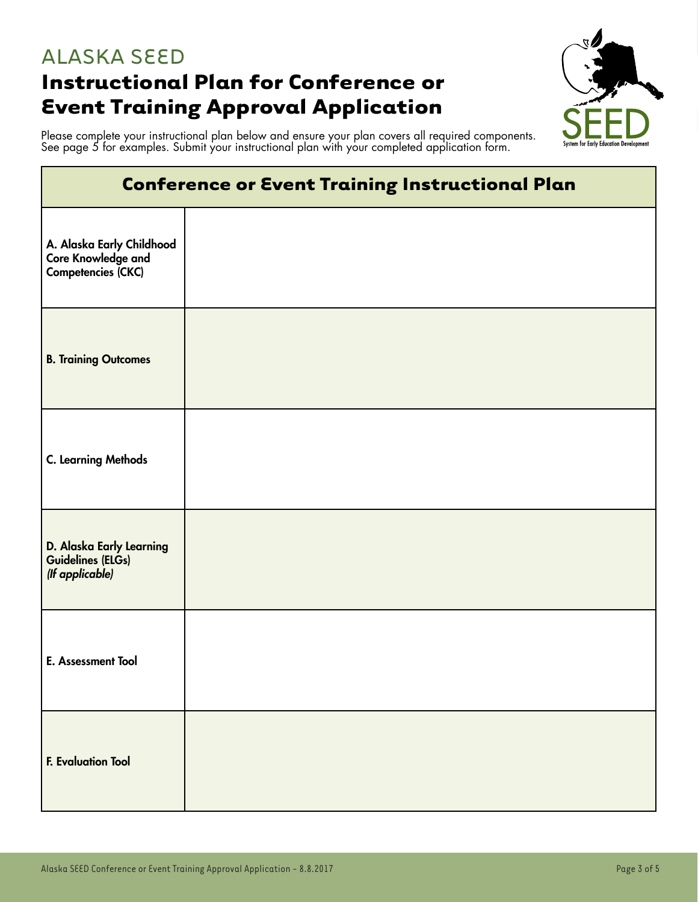# ALASKA SEED

## Instructional Plan for Conference or Event Training Approval Application

Please complete your instructional plan below and ensure your plan covers all required components. See page 5 for examples. Submit your instructional plan with your completed application form.

| Conference or Event Training Instructional Plan | |
|---|---|
| **A. Alaska Early Childhood Core Knowledge and Competencies (CKC)** | |
| **B. Training Outcomes** | |
| **C. Learning Methods** | |
| **D. Alaska Early Learning Guidelines (ELGs)** ***(If applicable)*** | |
| **E. Assessment Tool** | |
| **F. Evaluation Tool** | |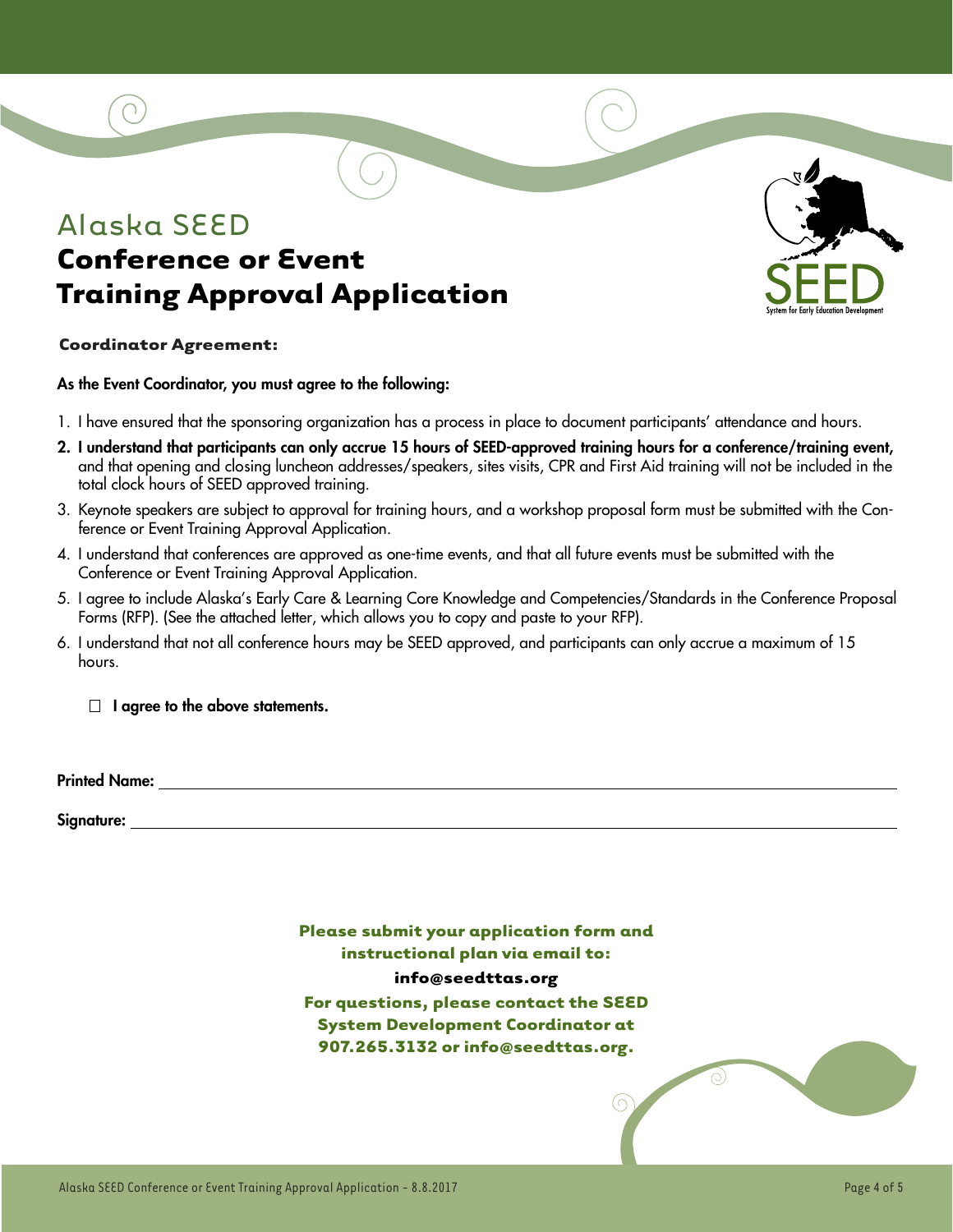# Alaska SEED

## Conference or Event Training Approval Application

### Coordinator Agreement:

**As the Event Coordinator, you must agree to the following:**

1. I have ensured that the sponsoring organization has a process in place to document participants' attendance and hours.
2. **I understand that participants can only accrue 15 hours of SEED-approved training hours for a conference/training event,** and that opening and closing luncheon addresses/speakers, sites visits, CPR and First Aid training will not be included in the total clock hours of SEED approved training.
3. Keynote speakers are subject to approval for training hours, and a workshop proposal form must be submitted with the Conference or Event Training Approval Application.
4. I understand that conferences are approved as one-time events, and that all future events must be submitted with the Conference or Event Training Approval Application.
5. I agree to include Alaska's Early Care & Learning Core Knowledge and Competencies/Standards in the Conference Proposal Forms (RFP). (See the attached letter, which allows you to copy and paste to your RFP).
6. I understand that not all conference hours may be SEED approved, and participants can only accrue a maximum of 15 hours.

☐ **I agree to the above statements.**

**Printed Name:** ______________________________

**Signature:** ______________________________

**Please submit your application form and instructional plan via email to:**

**info@seedttas.org**

**For questions, please contact the SEED System Development Coordinator at 907.265.3132 or info@seedttas.org.**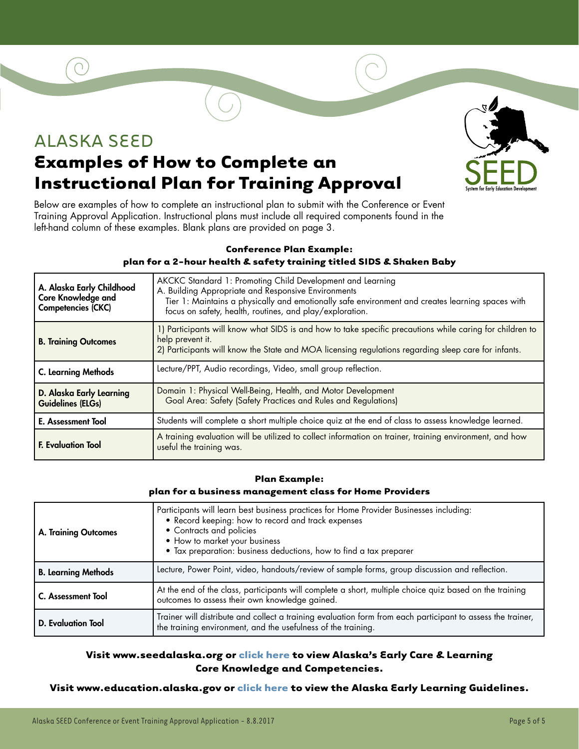# ALASKA SEED

## Examples of How to Complete an Instructional Plan for Training Approval

Below are examples of how to complete an instructional plan to submit with the Conference or Event Training Approval Application. Instructional plans must include all required components found in the left-hand column of these examples. Blank plans are provided on page 3.

### Conference Plan Example: plan for a 2-hour health & safety training titled SIDS & Shaken Baby

| | |
|---|---|
| **A. Alaska Early Childhood Core Knowledge and Competencies (CKC)** | AKCKC Standard 1: Promoting Child Development and Learning<br>A. Building Appropriate and Responsive Environments<br>Tier 1: Maintains a physically and emotionally safe environment and creates learning spaces with focus on safety, health, routines, and play/exploration. |
| **B. Training Outcomes** | 1) Participants will know what SIDS is and how to take specific precautions while caring for children to help prevent it.<br>2) Participants will know the State and MOA licensing regulations regarding sleep care for infants. |
| **C. Learning Methods** | Lecture/PPT, Audio recordings, Video, small group reflection. |
| **D. Alaska Early Learning Guidelines (ELGs)** | Domain 1: Physical Well-Being, Health, and Motor Development<br>Goal Area: Safety (Safety Practices and Rules and Regulations) |
| **E. Assessment Tool** | Students will complete a short multiple choice quiz at the end of class to assess knowledge learned. |
| **F. Evaluation Tool** | A training evaluation will be utilized to collect information on trainer, training environment, and how useful the training was. |

### Plan Example: plan for a business management class for Home Providers

| | |
|---|---|
| **A. Training Outcomes** | Participants will learn best business practices for Home Provider Businesses including:<br>• Record keeping: how to record and track expenses<br>• Contracts and policies<br>• How to market your business<br>• Tax preparation: business deductions, how to find a tax preparer |
| **B. Learning Methods** | Lecture, Power Point, video, handouts/review of sample forms, group discussion and reflection. |
| **C. Assessment Tool** | At the end of the class, participants will complete a short, multiple choice quiz based on the training outcomes to assess their own knowledge gained. |
| **D. Evaluation Tool** | Trainer will distribute and collect a training evaluation form from each participant to assess the trainer, the training environment, and the usefulness of the training. |

**Visit www.seedalaska.org or click here to view Alaska's Early Care & Learning Core Knowledge and Competencies.**

**Visit www.education.alaska.gov or click here to view the Alaska Early Learning Guidelines.**